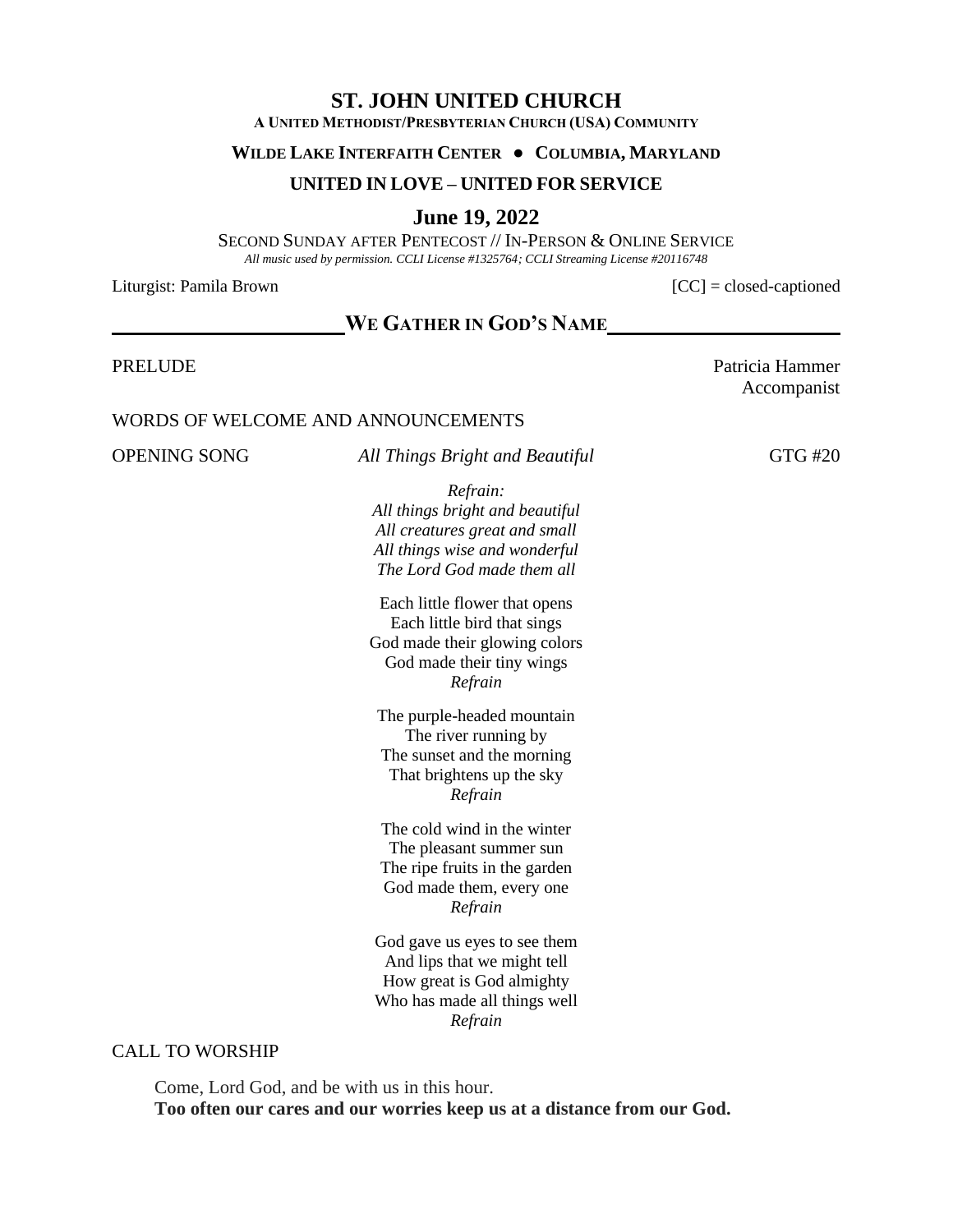# ST. JOHN UNITED CHURCH

**A UNITED METHODIST/PRESBYTERIAN CHURCH (USA) COMMUNITY**

**WILDE LAKE INTERFAITH CENTER ● COLUMBIA, MARYLAND**

**UNITED IN LOVE – UNITED FOR SERVICE**

## June 19, 2022

SECOND SUNDAY AFTER PENTECOST // IN-PERSON & ONLINE SERVICE

*All music used by permission. CCLI License #1325764; CCLI Streaming License #20116748*

Liturgist: Pamila Brown  [CC] = closed-captioned

## WE GATHER IN GOD'S NAME

PRELUDE  Patricia Hammer, Accompanist

WORDS OF WELCOME AND ANNOUNCEMENTS

OPENING SONG  *All Things Bright and Beautiful*  GTG #20

*Refrain:*
*All things bright and beautiful*
*All creatures great and small*
*All things wise and wonderful*
*The Lord God made them all*

Each little flower that opens
Each little bird that sings
God made their glowing colors
God made their tiny wings
*Refrain*

The purple-headed mountain
The river running by
The sunset and the morning
That brightens up the sky
*Refrain*

The cold wind in the winter
The pleasant summer sun
The ripe fruits in the garden
God made them, every one
*Refrain*

God gave us eyes to see them
And lips that we might tell
How great is God almighty
Who has made all things well
*Refrain*

CALL TO WORSHIP

Come, Lord God, and be with us in this hour.
**Too often our cares and our worries keep us at a distance from our God.**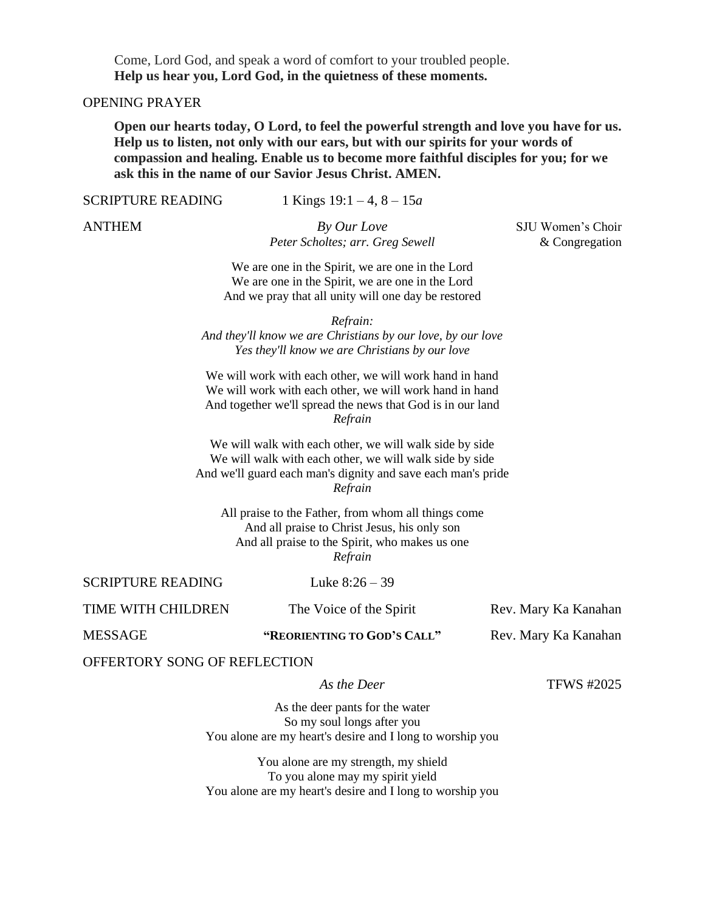Come, Lord God, and speak a word of comfort to your troubled people.
**Help us hear you, Lord God, in the quietness of these moments.**

OPENING PRAYER

**Open our hearts today, O Lord, to feel the powerful strength and love you have for us. Help us to listen, not only with our ears, but with our spirits for your words of compassion and healing. Enable us to become more faithful disciples for you; for we ask this in the name of our Savior Jesus Christ. AMEN.**

SCRIPTURE READING 1 Kings 19:1 – 4, 8 – 15*a*

ANTHEM *By Our Love* SJU Women's Choir
*Peter Scholtes; arr. Greg Sewell* & Congregation

We are one in the Spirit, we are one in the Lord
We are one in the Spirit, we are one in the Lord
And we pray that all unity will one day be restored

*Refrain:*
*And they'll know we are Christians by our love, by our love*
*Yes they'll know we are Christians by our love*

We will work with each other, we will work hand in hand
We will work with each other, we will work hand in hand
And together we'll spread the news that God is in our land
*Refrain*

We will walk with each other, we will walk side by side
We will walk with each other, we will walk side by side
And we'll guard each man's dignity and save each man's pride
*Refrain*

All praise to the Father, from whom all things come
And all praise to Christ Jesus, his only son
And all praise to the Spirit, who makes us one
*Refrain*

SCRIPTURE READING Luke 8:26 – 39

TIME WITH CHILDREN The Voice of the Spirit Rev. Mary Ka Kanahan

MESSAGE **"REORIENTING TO GOD'S CALL"** Rev. Mary Ka Kanahan

OFFERTORY SONG OF REFLECTION

*As the Deer* TFWS #2025

As the deer pants for the water
So my soul longs after you
You alone are my heart's desire and I long to worship you

You alone are my strength, my shield
To you alone may my spirit yield
You alone are my heart's desire and I long to worship you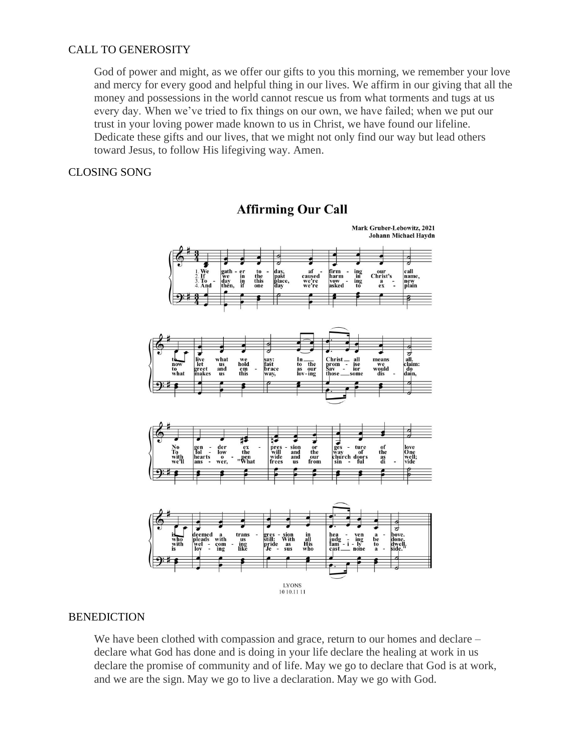CALL TO GENEROSITY

> God of power and might, as we offer our gifts to you this morning, we remember your love and mercy for every good and helpful thing in our lives. We affirm in our giving that all the money and possessions in the world cannot rescue us from what torments and tugs at us every day. When we've tried to fix things on our own, we have failed; when we put our trust in your loving power made known to us in Christ, we have found our lifeline. Dedicate these gifts and our lives, that we might not only find our way but lead others toward Jesus, to follow His lifegiving way. Amen.

CLOSING SONG

## Affirming Our Call

Mark Gruber-Lebowitz, 2021
Johann Michael Haydn

LYONS
10 10.11 11

BENEDICTION

> We have been clothed with compassion and grace, return to our homes and declare – declare what God has done and is doing in your life declare the healing at work in us declare the promise of community and of life. May we go to declare that God is at work, and we are the sign. May we go to live a declaration. May we go with God.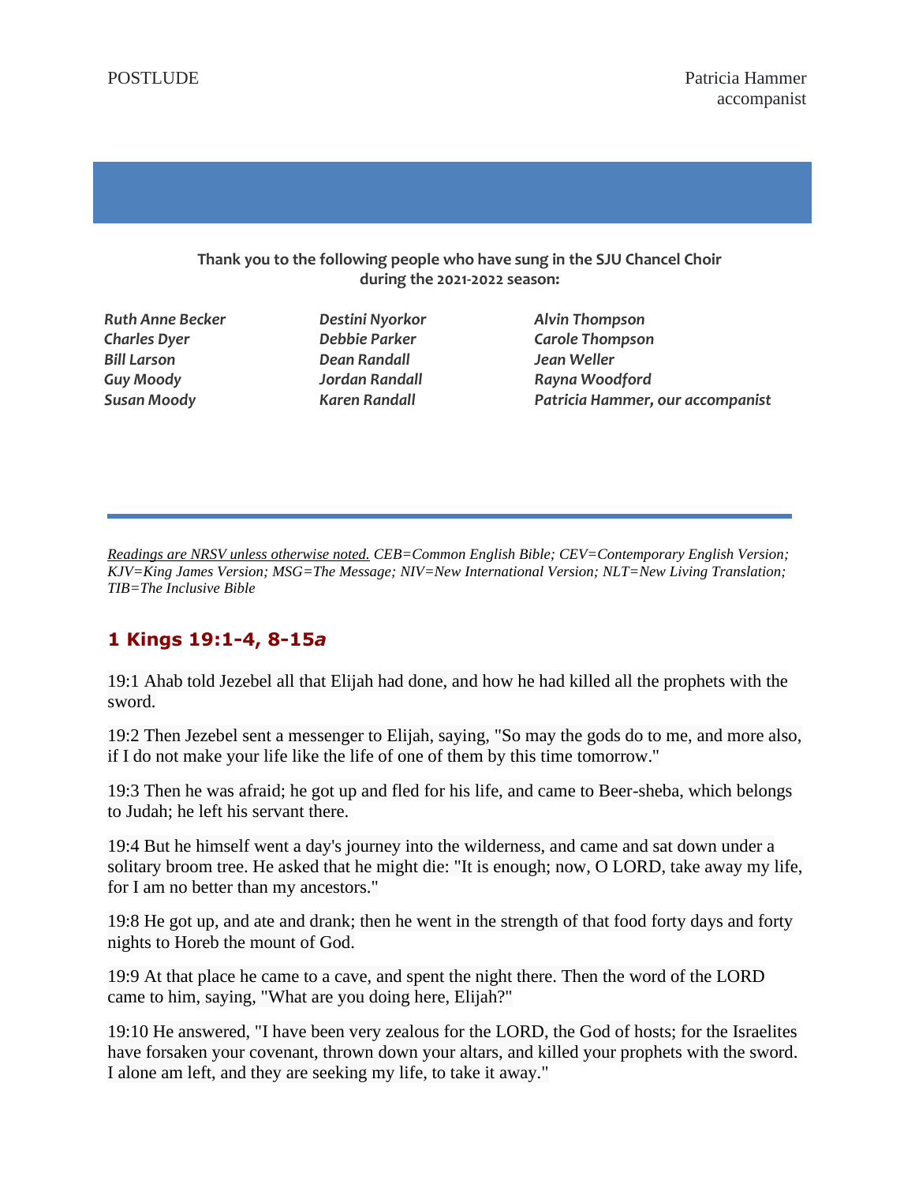POSTLUDE — Patricia Hammer, accompanist

**Thank you to the following people who have sung in the SJU Chancel Choir during the 2021-2022 season:**

*Ruth Anne Becker*
*Charles Dyer*
*Bill Larson*
*Guy Moody*
*Susan Moody*
*Destini Nyorkor*
*Debbie Parker*
*Dean Randall*
*Jordan Randall*
*Karen Randall*
*Alvin Thompson*
*Carole Thompson*
*Jean Weller*
*Rayna Woodford*
*Patricia Hammer, our accompanist*

---

*Readings are NRSV unless otherwise noted. CEB=Common English Bible; CEV=Contemporary English Version; KJV=King James Version; MSG=The Message; NIV=New International Version; NLT=New Living Translation; TIB=The Inclusive Bible*

## 1 Kings 19:1-4, 8-15*a*

19:1 Ahab told Jezebel all that Elijah had done, and how he had killed all the prophets with the sword.

19:2 Then Jezebel sent a messenger to Elijah, saying, "So may the gods do to me, and more also, if I do not make your life like the life of one of them by this time tomorrow."

19:3 Then he was afraid; he got up and fled for his life, and came to Beer-sheba, which belongs to Judah; he left his servant there.

19:4 But he himself went a day's journey into the wilderness, and came and sat down under a solitary broom tree. He asked that he might die: "It is enough; now, O LORD, take away my life, for I am no better than my ancestors."

19:8 He got up, and ate and drank; then he went in the strength of that food forty days and forty nights to Horeb the mount of God.

19:9 At that place he came to a cave, and spent the night there. Then the word of the LORD came to him, saying, "What are you doing here, Elijah?"

19:10 He answered, "I have been very zealous for the LORD, the God of hosts; for the Israelites have forsaken your covenant, thrown down your altars, and killed your prophets with the sword. I alone am left, and they are seeking my life, to take it away."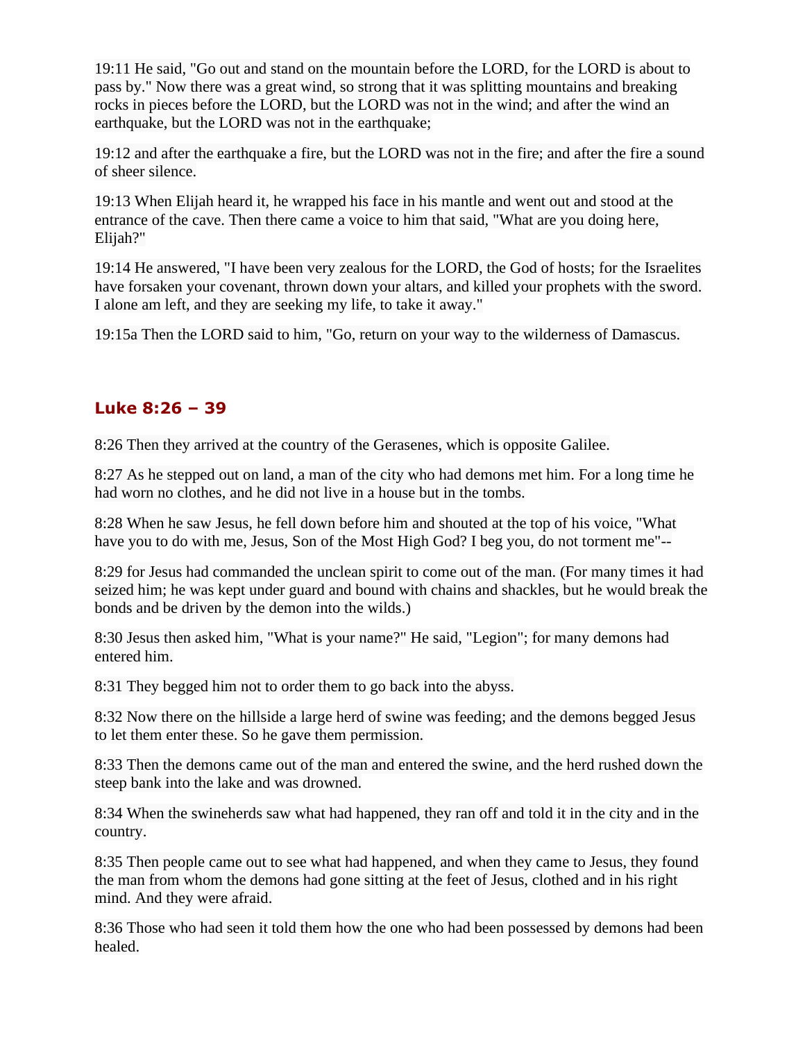19:11 He said, "Go out and stand on the mountain before the LORD, for the LORD is about to pass by." Now there was a great wind, so strong that it was splitting mountains and breaking rocks in pieces before the LORD, but the LORD was not in the wind; and after the wind an earthquake, but the LORD was not in the earthquake;

19:12 and after the earthquake a fire, but the LORD was not in the fire; and after the fire a sound of sheer silence.

19:13 When Elijah heard it, he wrapped his face in his mantle and went out and stood at the entrance of the cave. Then there came a voice to him that said, "What are you doing here, Elijah?"

19:14 He answered, "I have been very zealous for the LORD, the God of hosts; for the Israelites have forsaken your covenant, thrown down your altars, and killed your prophets with the sword. I alone am left, and they are seeking my life, to take it away."

19:15a Then the LORD said to him, "Go, return on your way to the wilderness of Damascus.

### Luke 8:26 – 39

8:26 Then they arrived at the country of the Gerasenes, which is opposite Galilee.

8:27 As he stepped out on land, a man of the city who had demons met him. For a long time he had worn no clothes, and he did not live in a house but in the tombs.

8:28 When he saw Jesus, he fell down before him and shouted at the top of his voice, "What have you to do with me, Jesus, Son of the Most High God? I beg you, do not torment me"--

8:29 for Jesus had commanded the unclean spirit to come out of the man. (For many times it had seized him; he was kept under guard and bound with chains and shackles, but he would break the bonds and be driven by the demon into the wilds.)

8:30 Jesus then asked him, "What is your name?" He said, "Legion"; for many demons had entered him.

8:31 They begged him not to order them to go back into the abyss.

8:32 Now there on the hillside a large herd of swine was feeding; and the demons begged Jesus to let them enter these. So he gave them permission.

8:33 Then the demons came out of the man and entered the swine, and the herd rushed down the steep bank into the lake and was drowned.

8:34 When the swineherds saw what had happened, they ran off and told it in the city and in the country.

8:35 Then people came out to see what had happened, and when they came to Jesus, they found the man from whom the demons had gone sitting at the feet of Jesus, clothed and in his right mind. And they were afraid.

8:36 Those who had seen it told them how the one who had been possessed by demons had been healed.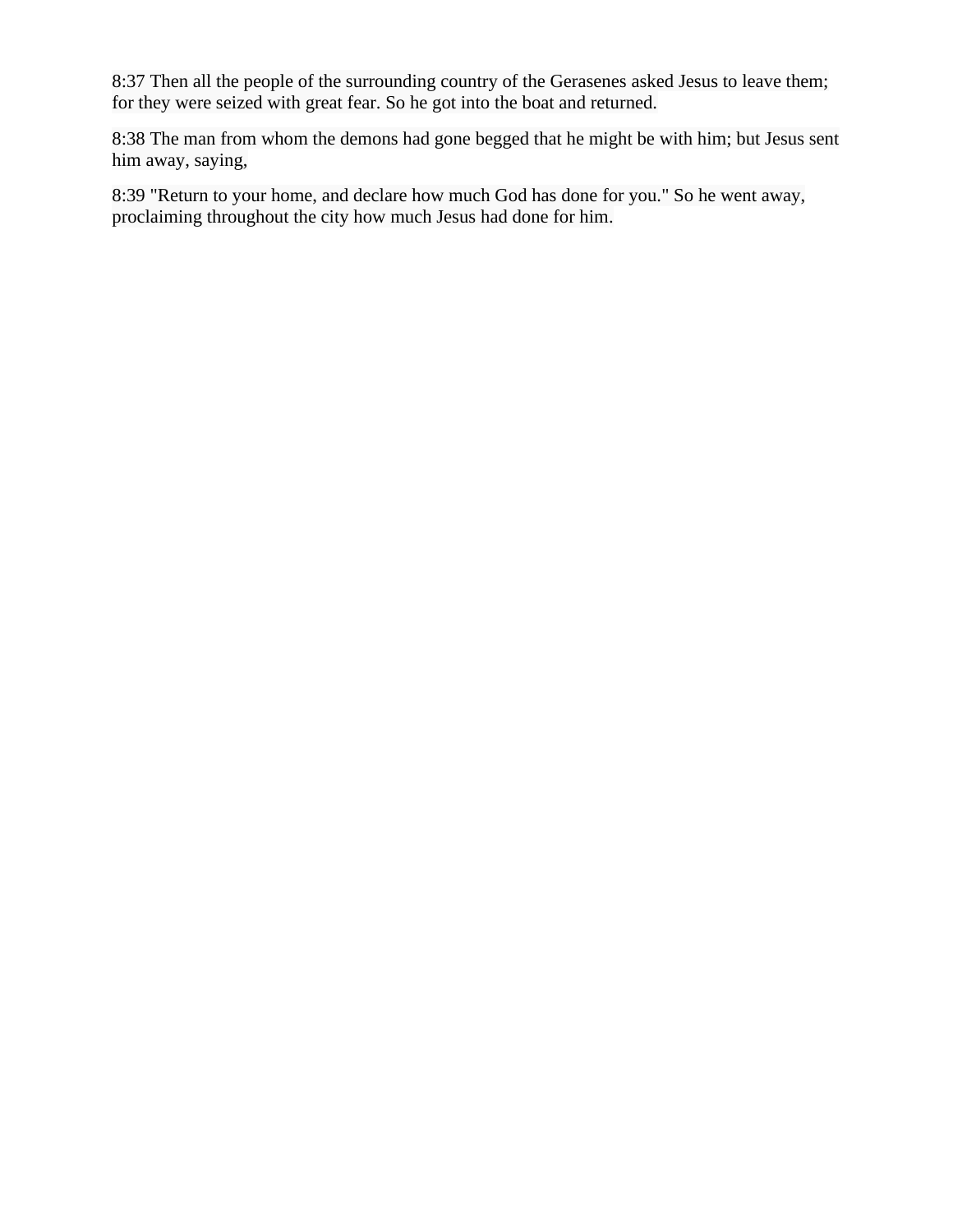8:37 Then all the people of the surrounding country of the Gerasenes asked Jesus to leave them; for they were seized with great fear. So he got into the boat and returned.

8:38 The man from whom the demons had gone begged that he might be with him; but Jesus sent him away, saying,

8:39 "Return to your home, and declare how much God has done for you." So he went away, proclaiming throughout the city how much Jesus had done for him.